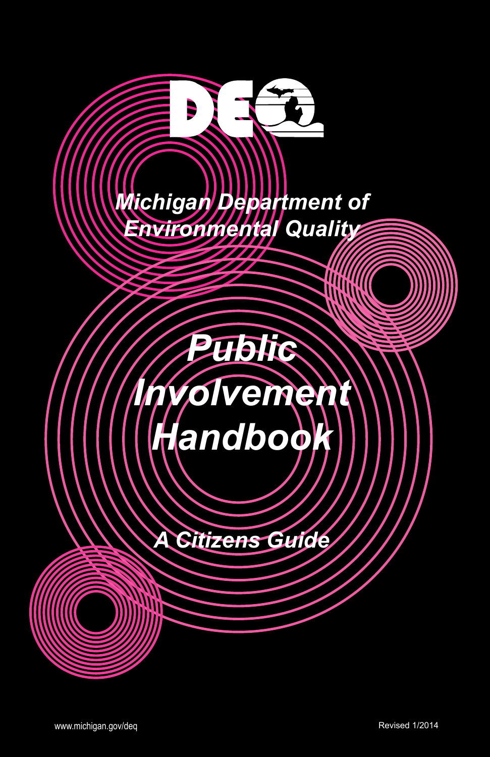DEQ

*Michigan Department of Environmental Quality*

# *Public Involvement Handbook*

## *A Citizens Guide*

www.michigan.gov/deq

Revised 1/2014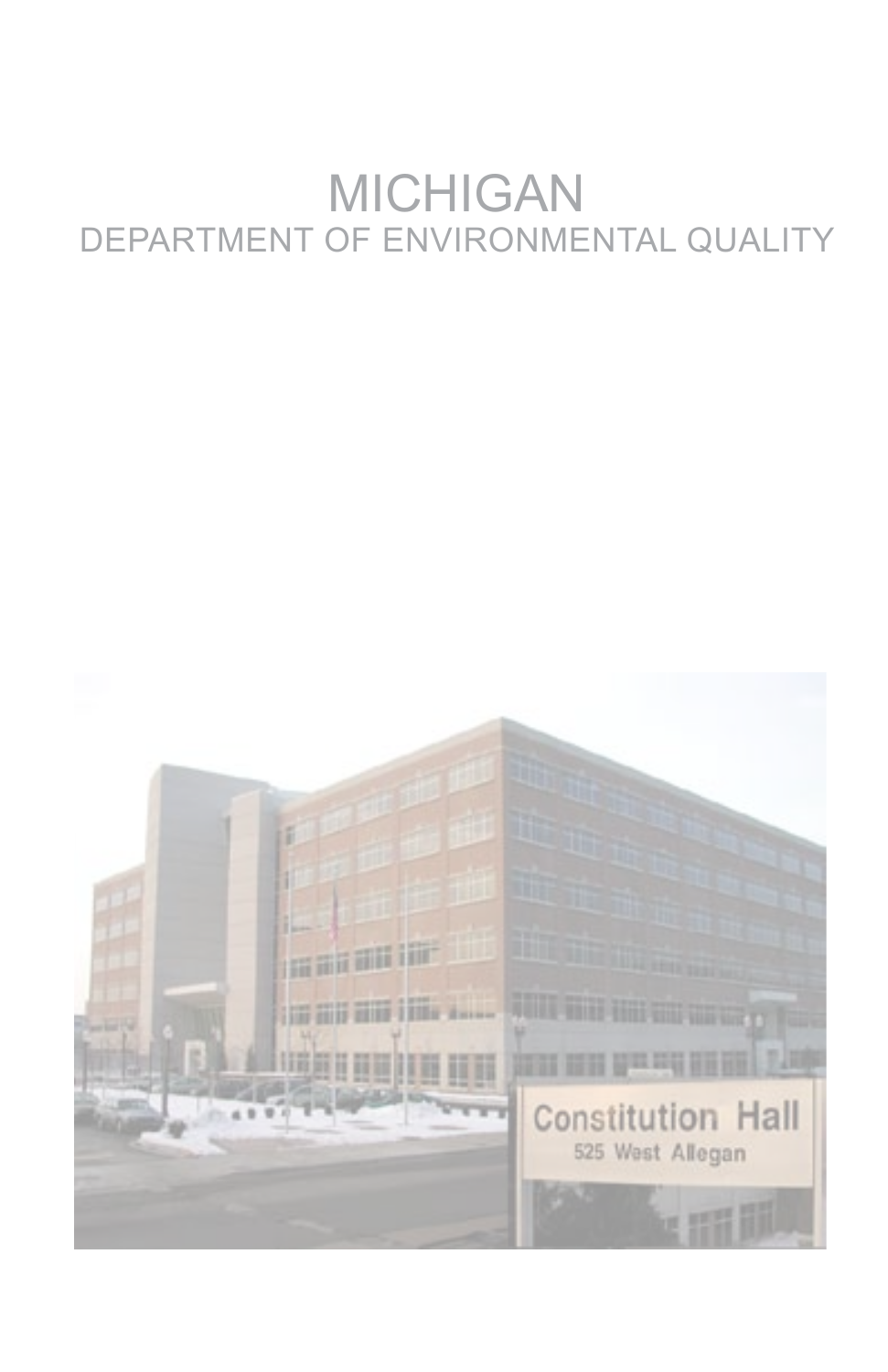# MICHIGAN

## DEPARTMENT OF ENVIRONMENTAL QUALITY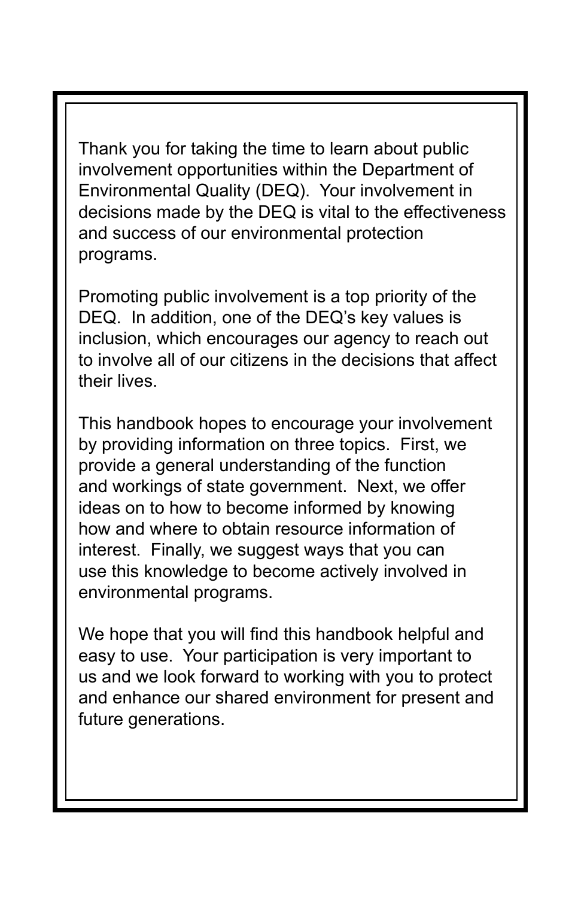Thank you for taking the time to learn about public involvement opportunities within the Department of Environmental Quality (DEQ). Your involvement in decisions made by the DEQ is vital to the effectiveness and success of our environmental protection programs.

Promoting public involvement is a top priority of the DEQ. In addition, one of the DEQ's key values is inclusion, which encourages our agency to reach out to involve all of our citizens in the decisions that affect their lives.

This handbook hopes to encourage your involvement by providing information on three topics. First, we provide a general understanding of the function and workings of state government. Next, we offer ideas on to how to become informed by knowing how and where to obtain resource information of interest. Finally, we suggest ways that you can use this knowledge to become actively involved in environmental programs.

We hope that you will find this handbook helpful and easy to use. Your participation is very important to us and we look forward to working with you to protect and enhance our shared environment for present and future generations.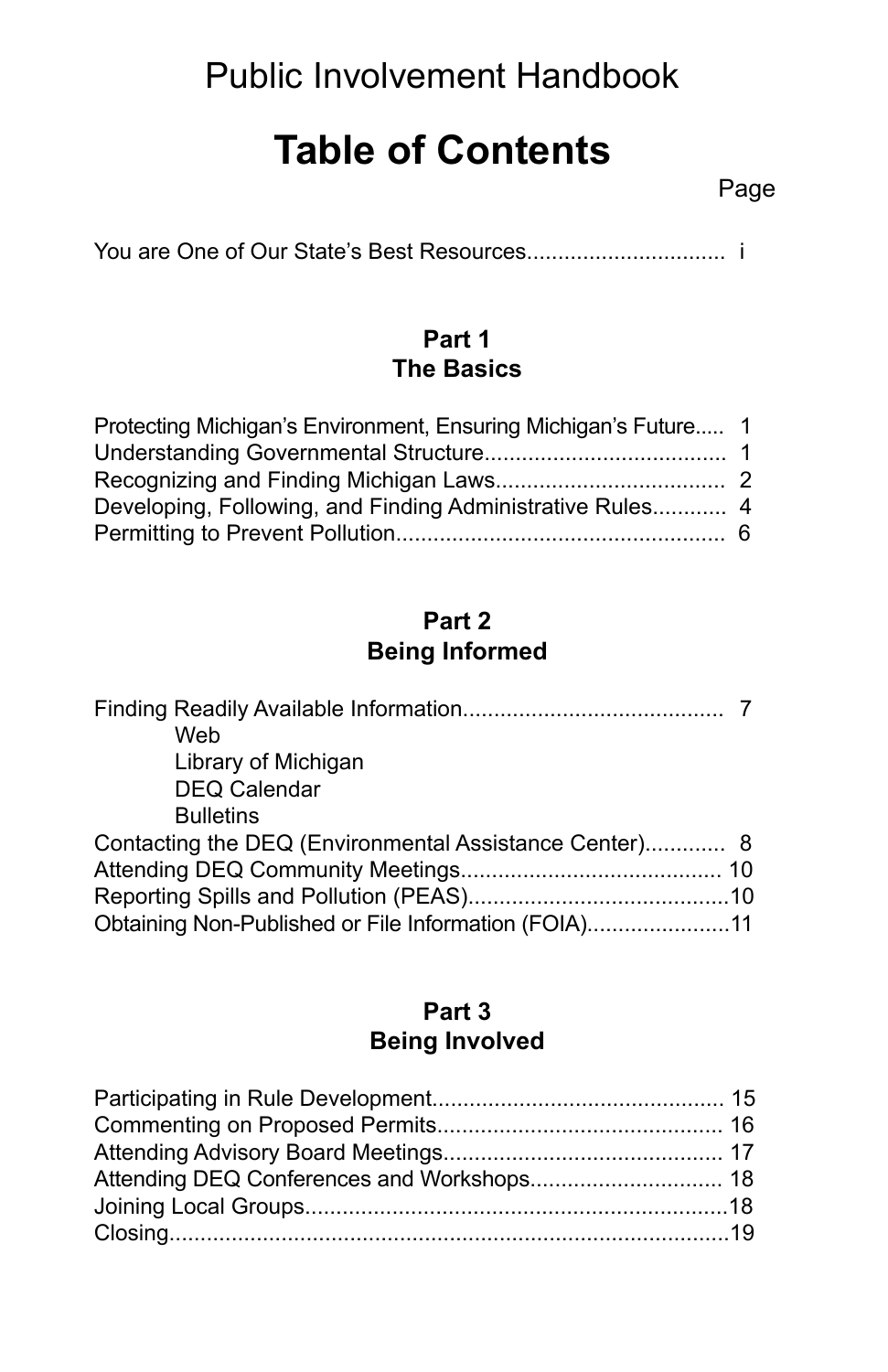Public Involvement Handbook

# Table of Contents

Page

You are One of Our State's Best Resources................................ i

## Part 1
## The Basics

Protecting Michigan's Environment, Ensuring Michigan's Future..... 1
Understanding Governmental Structure....................................... 1
Recognizing and Finding Michigan Laws..................................... 2
Developing, Following, and Finding Administrative Rules............ 4
Permitting to Prevent Pollution..................................................... 6

## Part 2
## Being Informed

Finding Readily Available Information.......................................... 7
- Web
- Library of Michigan
- DEQ Calendar
- Bulletins

Contacting the DEQ (Environmental Assistance Center)............. 8
Attending DEQ Community Meetings......................................... 10
Reporting Spills and Pollution (PEAS).........................................10
Obtaining Non-Published or File Information (FOIA)......................11

## Part 3
## Being Involved

Participating in Rule Development............................................... 15
Commenting on Proposed Permits.............................................. 16
Attending Advisory Board Meetings............................................. 17
Attending DEQ Conferences and Workshops............................... 18
Joining Local Groups....................................................................18
Closing..........................................................................................19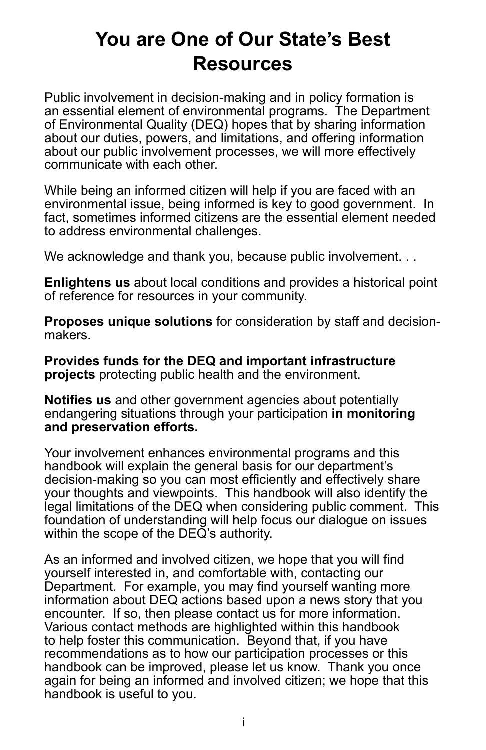# You are One of Our State's Best Resources

Public involvement in decision-making and in policy formation is an essential element of environmental programs. The Department of Environmental Quality (DEQ) hopes that by sharing information about our duties, powers, and limitations, and offering information about our public involvement processes, we will more effectively communicate with each other.

While being an informed citizen will help if you are faced with an environmental issue, being informed is key to good government. In fact, sometimes informed citizens are the essential element needed to address environmental challenges.

We acknowledge and thank you, because public involvement. . .

**Enlightens us** about local conditions and provides a historical point of reference for resources in your community.

**Proposes unique solutions** for consideration by staff and decision-makers.

**Provides funds for the DEQ and important infrastructure projects** protecting public health and the environment.

**Notifies us** and other government agencies about potentially endangering situations through your participation **in monitoring and preservation efforts.**

Your involvement enhances environmental programs and this handbook will explain the general basis for our department's decision-making so you can most efficiently and effectively share your thoughts and viewpoints. This handbook will also identify the legal limitations of the DEQ when considering public comment. This foundation of understanding will help focus our dialogue on issues within the scope of the DEQ's authority.

As an informed and involved citizen, we hope that you will find yourself interested in, and comfortable with, contacting our Department. For example, you may find yourself wanting more information about DEQ actions based upon a news story that you encounter. If so, then please contact us for more information. Various contact methods are highlighted within this handbook to help foster this communication. Beyond that, if you have recommendations as to how our participation processes or this handbook can be improved, please let us know. Thank you once again for being an informed and involved citizen; we hope that this handbook is useful to you.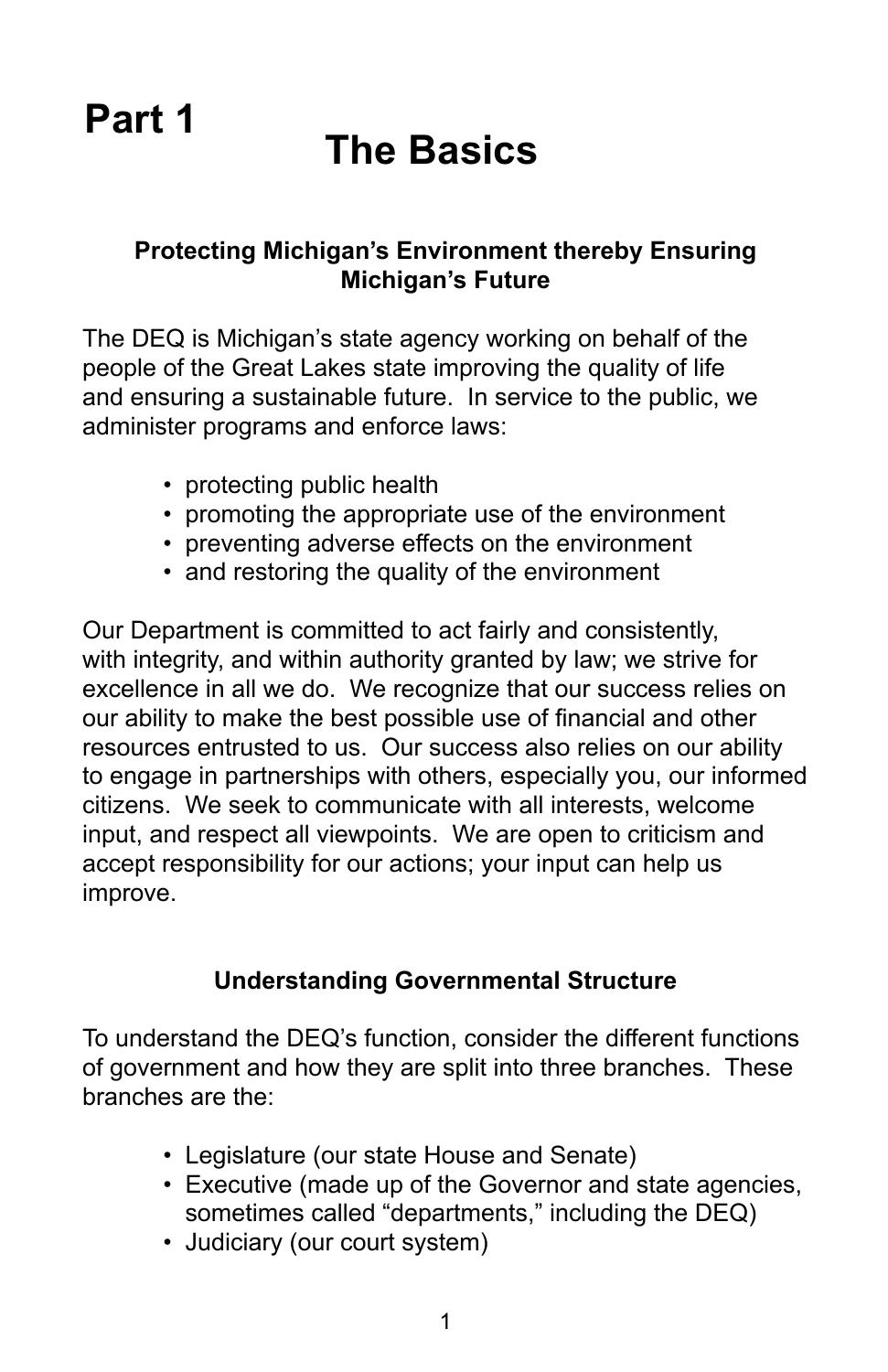# Part 1

# The Basics

### Protecting Michigan's Environment thereby Ensuring Michigan's Future

The DEQ is Michigan's state agency working on behalf of the people of the Great Lakes state improving the quality of life and ensuring a sustainable future. In service to the public, we administer programs and enforce laws:

- protecting public health
- promoting the appropriate use of the environment
- preventing adverse effects on the environment
- and restoring the quality of the environment

Our Department is committed to act fairly and consistently, with integrity, and within authority granted by law; we strive for excellence in all we do. We recognize that our success relies on our ability to make the best possible use of financial and other resources entrusted to us. Our success also relies on our ability to engage in partnerships with others, especially you, our informed citizens. We seek to communicate with all interests, welcome input, and respect all viewpoints. We are open to criticism and accept responsibility for our actions; your input can help us improve.

### Understanding Governmental Structure

To understand the DEQ's function, consider the different functions of government and how they are split into three branches. These branches are the:

- Legislature (our state House and Senate)
- Executive (made up of the Governor and state agencies, sometimes called "departments," including the DEQ)
- Judiciary (our court system)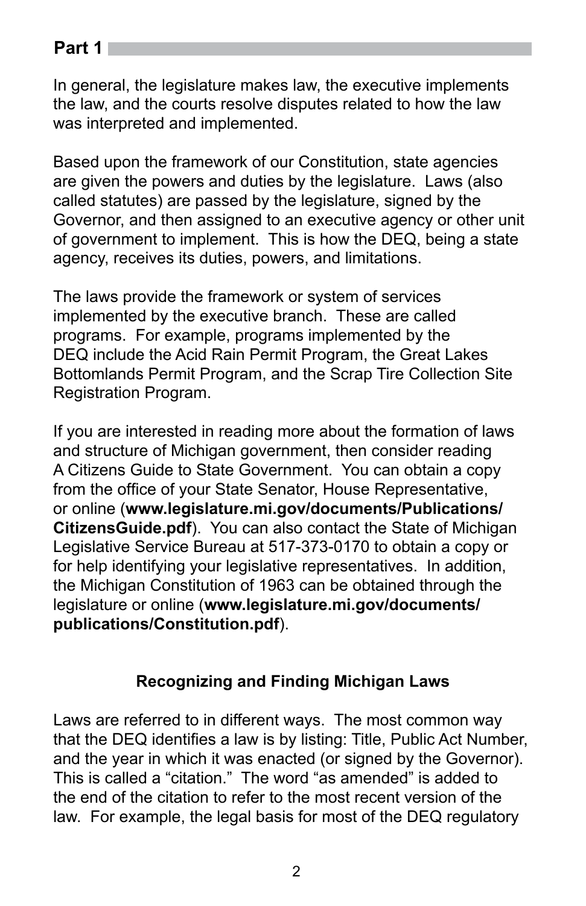## Part 1

In general, the legislature makes law, the executive implements the law, and the courts resolve disputes related to how the law was interpreted and implemented.

Based upon the framework of our Constitution, state agencies are given the powers and duties by the legislature. Laws (also called statutes) are passed by the legislature, signed by the Governor, and then assigned to an executive agency or other unit of government to implement. This is how the DEQ, being a state agency, receives its duties, powers, and limitations.

The laws provide the framework or system of services implemented by the executive branch. These are called programs. For example, programs implemented by the DEQ include the Acid Rain Permit Program, the Great Lakes Bottomlands Permit Program, and the Scrap Tire Collection Site Registration Program.

If you are interested in reading more about the formation of laws and structure of Michigan government, then consider reading A Citizens Guide to State Government. You can obtain a copy from the office of your State Senator, House Representative, or online (**www.legislature.mi.gov/documents/Publications/CitizensGuide.pdf**). You can also contact the State of Michigan Legislative Service Bureau at 517-373-0170 to obtain a copy or for help identifying your legislative representatives. In addition, the Michigan Constitution of 1963 can be obtained through the legislature or online (**www.legislature.mi.gov/documents/publications/Constitution.pdf**).

### Recognizing and Finding Michigan Laws

Laws are referred to in different ways. The most common way that the DEQ identifies a law is by listing: Title, Public Act Number, and the year in which it was enacted (or signed by the Governor). This is called a "citation." The word "as amended" is added to the end of the citation to refer to the most recent version of the law. For example, the legal basis for most of the DEQ regulatory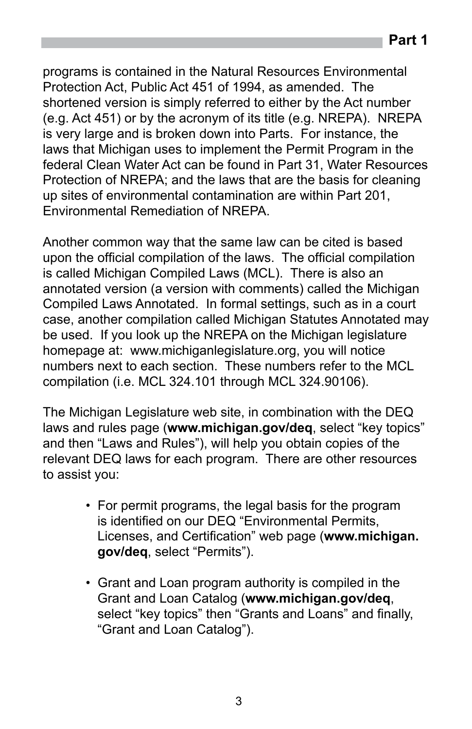programs is contained in the Natural Resources Environmental Protection Act, Public Act 451 of 1994, as amended. The shortened version is simply referred to either by the Act number (e.g. Act 451) or by the acronym of its title (e.g. NREPA). NREPA is very large and is broken down into Parts. For instance, the laws that Michigan uses to implement the Permit Program in the federal Clean Water Act can be found in Part 31, Water Resources Protection of NREPA; and the laws that are the basis for cleaning up sites of environmental contamination are within Part 201, Environmental Remediation of NREPA.

Another common way that the same law can be cited is based upon the official compilation of the laws. The official compilation is called Michigan Compiled Laws (MCL). There is also an annotated version (a version with comments) called the Michigan Compiled Laws Annotated. In formal settings, such as in a court case, another compilation called Michigan Statutes Annotated may be used. If you look up the NREPA on the Michigan legislature homepage at: www.michiganlegislature.org, you will notice numbers next to each section. These numbers refer to the MCL compilation (i.e. MCL 324.101 through MCL 324.90106).

The Michigan Legislature web site, in combination with the DEQ laws and rules page (**www.michigan.gov/deq**, select "key topics" and then "Laws and Rules"), will help you obtain copies of the relevant DEQ laws for each program. There are other resources to assist you:

- For permit programs, the legal basis for the program is identified on our DEQ "Environmental Permits, Licenses, and Certification" web page (**www.michigan.gov/deq**, select "Permits").

- Grant and Loan program authority is compiled in the Grant and Loan Catalog (**www.michigan.gov/deq**, select "key topics" then "Grants and Loans" and finally, "Grant and Loan Catalog").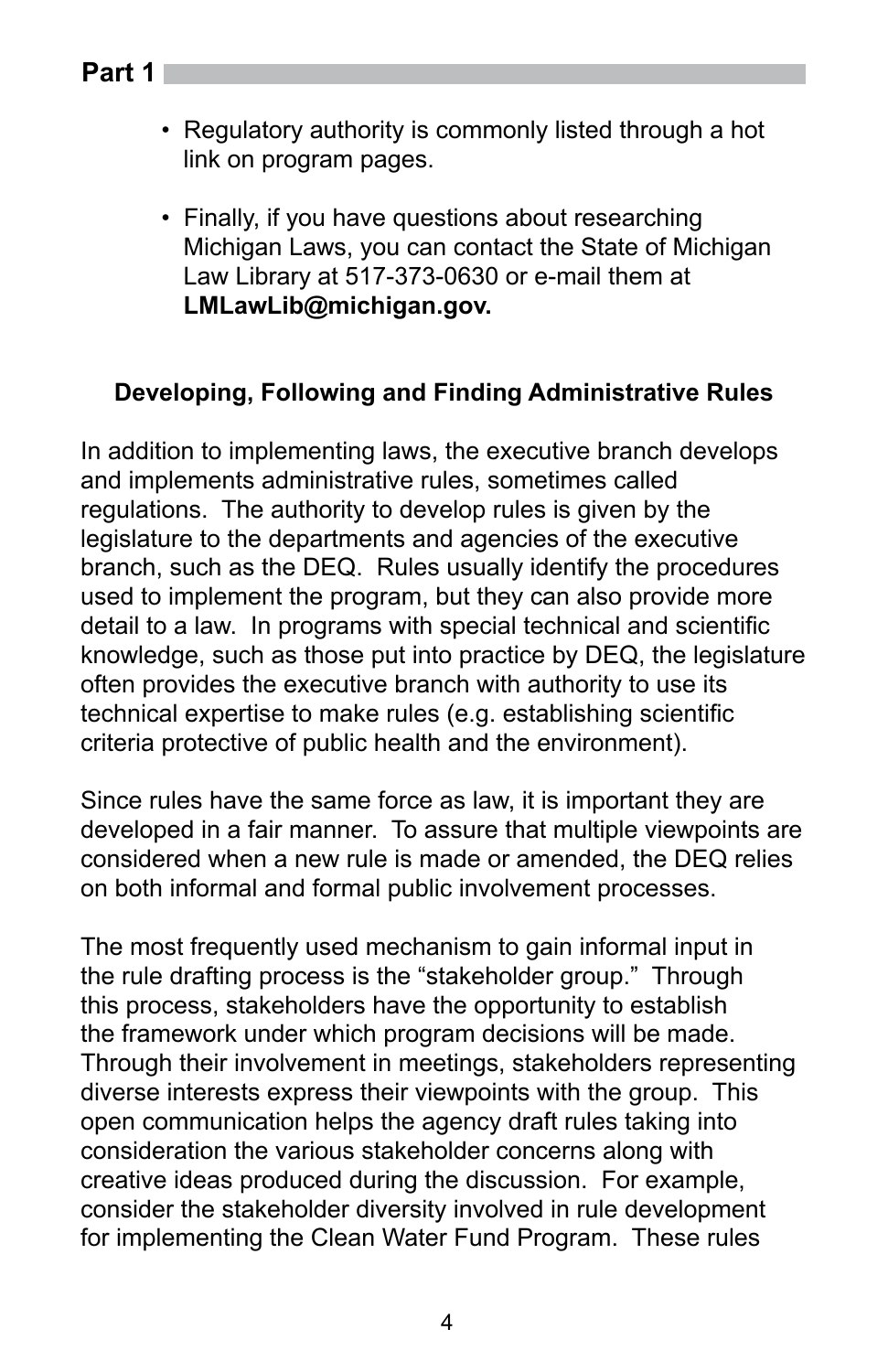- Regulatory authority is commonly listed through a hot link on program pages.

- Finally, if you have questions about researching Michigan Laws, you can contact the State of Michigan Law Library at 517-373-0630 or e-mail them at **LMLawLib@michigan.gov.**

### Developing, Following and Finding Administrative Rules

In addition to implementing laws, the executive branch develops and implements administrative rules, sometimes called regulations. The authority to develop rules is given by the legislature to the departments and agencies of the executive branch, such as the DEQ. Rules usually identify the procedures used to implement the program, but they can also provide more detail to a law. In programs with special technical and scientific knowledge, such as those put into practice by DEQ, the legislature often provides the executive branch with authority to use its technical expertise to make rules (e.g. establishing scientific criteria protective of public health and the environment).

Since rules have the same force as law, it is important they are developed in a fair manner. To assure that multiple viewpoints are considered when a new rule is made or amended, the DEQ relies on both informal and formal public involvement processes.

The most frequently used mechanism to gain informal input in the rule drafting process is the "stakeholder group." Through this process, stakeholders have the opportunity to establish the framework under which program decisions will be made. Through their involvement in meetings, stakeholders representing diverse interests express their viewpoints with the group. This open communication helps the agency draft rules taking into consideration the various stakeholder concerns along with creative ideas produced during the discussion. For example, consider the stakeholder diversity involved in rule development for implementing the Clean Water Fund Program. These rules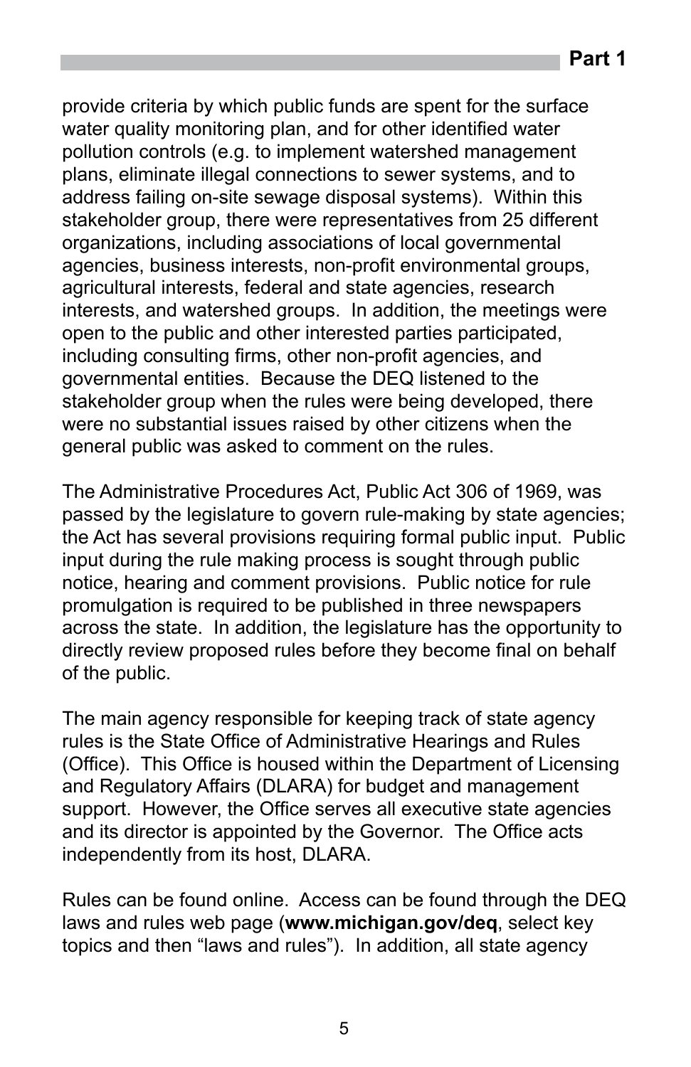provide criteria by which public funds are spent for the surface water quality monitoring plan, and for other identified water pollution controls (e.g. to implement watershed management plans, eliminate illegal connections to sewer systems, and to address failing on-site sewage disposal systems). Within this stakeholder group, there were representatives from 25 different organizations, including associations of local governmental agencies, business interests, non-profit environmental groups, agricultural interests, federal and state agencies, research interests, and watershed groups. In addition, the meetings were open to the public and other interested parties participated, including consulting firms, other non-profit agencies, and governmental entities. Because the DEQ listened to the stakeholder group when the rules were being developed, there were no substantial issues raised by other citizens when the general public was asked to comment on the rules.

The Administrative Procedures Act, Public Act 306 of 1969, was passed by the legislature to govern rule-making by state agencies; the Act has several provisions requiring formal public input. Public input during the rule making process is sought through public notice, hearing and comment provisions. Public notice for rule promulgation is required to be published in three newspapers across the state. In addition, the legislature has the opportunity to directly review proposed rules before they become final on behalf of the public.

The main agency responsible for keeping track of state agency rules is the State Office of Administrative Hearings and Rules (Office). This Office is housed within the Department of Licensing and Regulatory Affairs (DLARA) for budget and management support. However, the Office serves all executive state agencies and its director is appointed by the Governor. The Office acts independently from its host, DLARA.

Rules can be found online. Access can be found through the DEQ laws and rules web page (**www.michigan.gov/deq**, select key topics and then "laws and rules"). In addition, all state agency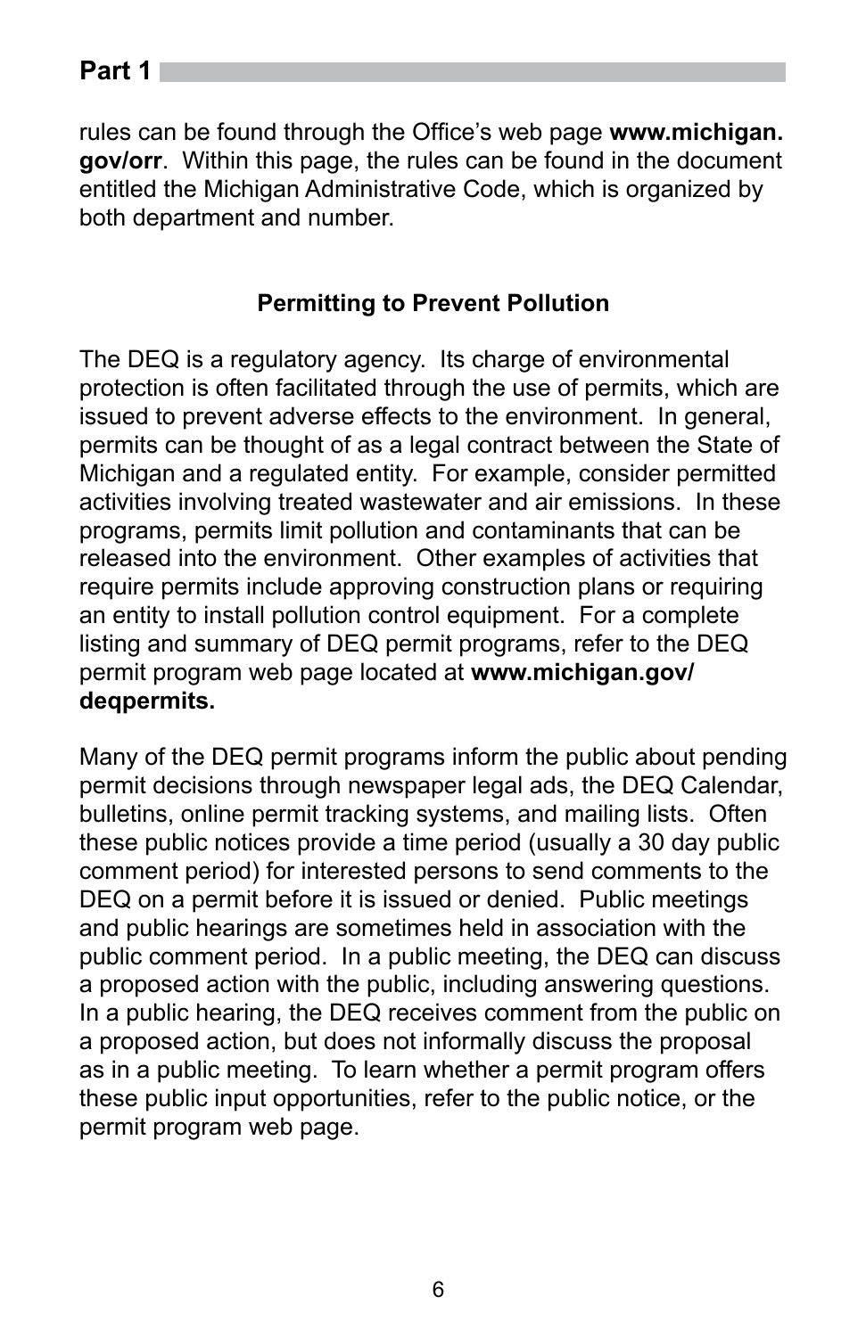rules can be found through the Office's web page **www.michigan.gov/orr**. Within this page, the rules can be found in the document entitled the Michigan Administrative Code, which is organized by both department and number.

## Permitting to Prevent Pollution

The DEQ is a regulatory agency. Its charge of environmental protection is often facilitated through the use of permits, which are issued to prevent adverse effects to the environment. In general, permits can be thought of as a legal contract between the State of Michigan and a regulated entity. For example, consider permitted activities involving treated wastewater and air emissions. In these programs, permits limit pollution and contaminants that can be released into the environment. Other examples of activities that require permits include approving construction plans or requiring an entity to install pollution control equipment. For a complete listing and summary of DEQ permit programs, refer to the DEQ permit program web page located at **www.michigan.gov/deqpermits.**

Many of the DEQ permit programs inform the public about pending permit decisions through newspaper legal ads, the DEQ Calendar, bulletins, online permit tracking systems, and mailing lists. Often these public notices provide a time period (usually a 30 day public comment period) for interested persons to send comments to the DEQ on a permit before it is issued or denied. Public meetings and public hearings are sometimes held in association with the public comment period. In a public meeting, the DEQ can discuss a proposed action with the public, including answering questions. In a public hearing, the DEQ receives comment from the public on a proposed action, but does not informally discuss the proposal as in a public meeting. To learn whether a permit program offers these public input opportunities, refer to the public notice, or the permit program web page.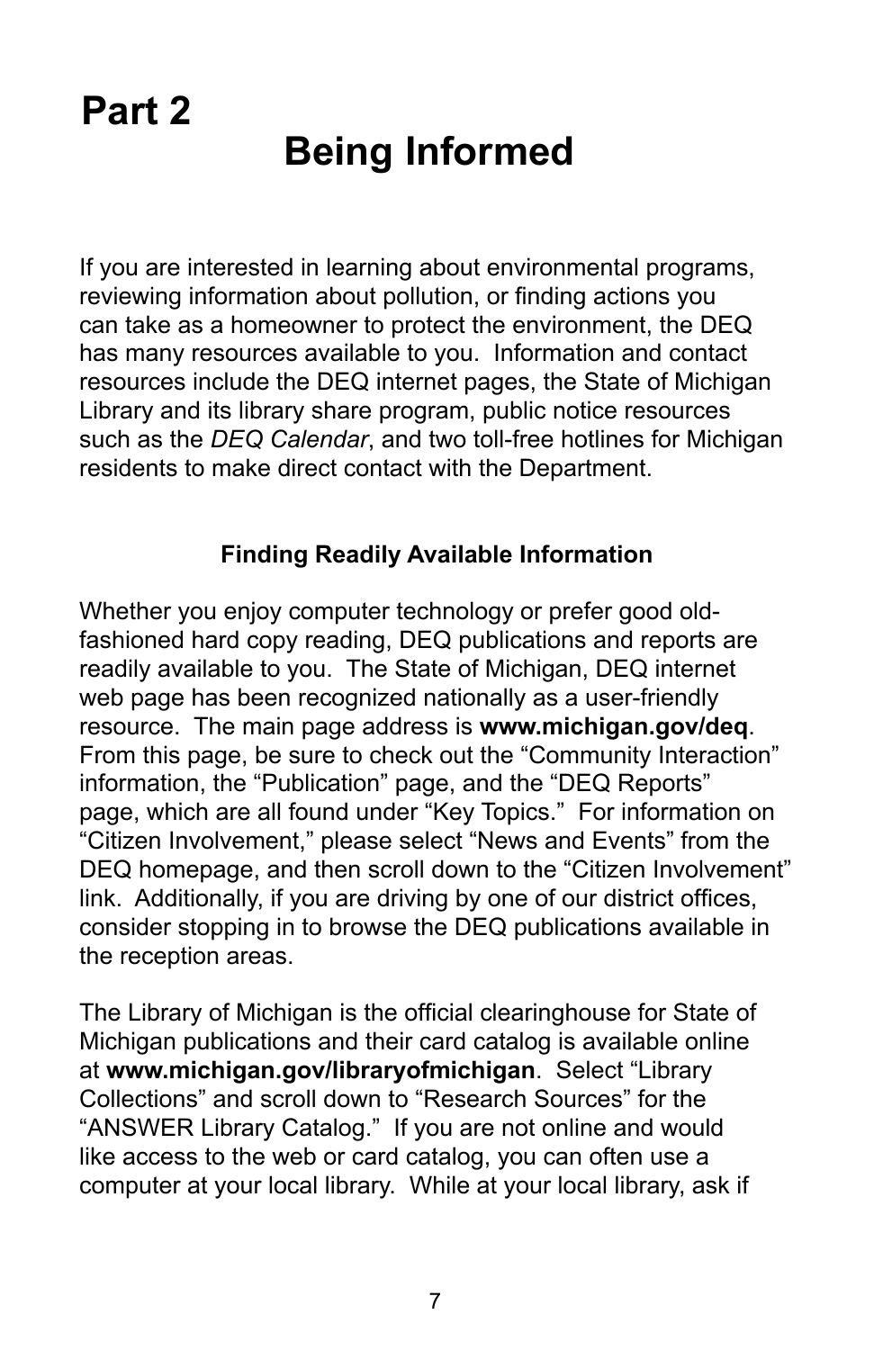# Part 2

# Being Informed

If you are interested in learning about environmental programs, reviewing information about pollution, or finding actions you can take as a homeowner to protect the environment, the DEQ has many resources available to you. Information and contact resources include the DEQ internet pages, the State of Michigan Library and its library share program, public notice resources such as the *DEQ Calendar*, and two toll-free hotlines for Michigan residents to make direct contact with the Department.

### Finding Readily Available Information

Whether you enjoy computer technology or prefer good old-fashioned hard copy reading, DEQ publications and reports are readily available to you. The State of Michigan, DEQ internet web page has been recognized nationally as a user-friendly resource. The main page address is **www.michigan.gov/deq**. From this page, be sure to check out the “Community Interaction” information, the “Publication” page, and the “DEQ Reports” page, which are all found under “Key Topics.” For information on “Citizen Involvement,” please select “News and Events” from the DEQ homepage, and then scroll down to the “Citizen Involvement” link. Additionally, if you are driving by one of our district offices, consider stopping in to browse the DEQ publications available in the reception areas.

The Library of Michigan is the official clearinghouse for State of Michigan publications and their card catalog is available online at **www.michigan.gov/libraryofmichigan**. Select “Library Collections” and scroll down to “Research Sources” for the “ANSWER Library Catalog.” If you are not online and would like access to the web or card catalog, you can often use a computer at your local library. While at your local library, ask if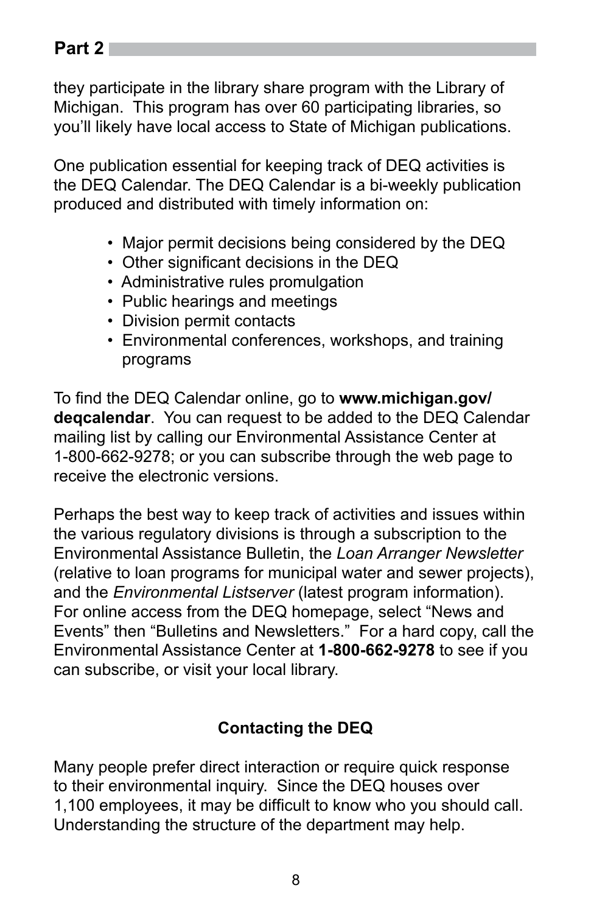they participate in the library share program with the Library of Michigan. This program has over 60 participating libraries, so you'll likely have local access to State of Michigan publications.

One publication essential for keeping track of DEQ activities is the DEQ Calendar. The DEQ Calendar is a bi-weekly publication produced and distributed with timely information on:

- Major permit decisions being considered by the DEQ
- Other significant decisions in the DEQ
- Administrative rules promulgation
- Public hearings and meetings
- Division permit contacts
- Environmental conferences, workshops, and training programs

To find the DEQ Calendar online, go to **www.michigan.gov/deqcalendar**. You can request to be added to the DEQ Calendar mailing list by calling our Environmental Assistance Center at 1-800-662-9278; or you can subscribe through the web page to receive the electronic versions.

Perhaps the best way to keep track of activities and issues within the various regulatory divisions is through a subscription to the Environmental Assistance Bulletin, the *Loan Arranger Newsletter* (relative to loan programs for municipal water and sewer projects), and the *Environmental Listserver* (latest program information). For online access from the DEQ homepage, select "News and Events" then "Bulletins and Newsletters." For a hard copy, call the Environmental Assistance Center at **1-800-662-9278** to see if you can subscribe, or visit your local library.

### Contacting the DEQ

Many people prefer direct interaction or require quick response to their environmental inquiry. Since the DEQ houses over 1,100 employees, it may be difficult to know who you should call. Understanding the structure of the department may help.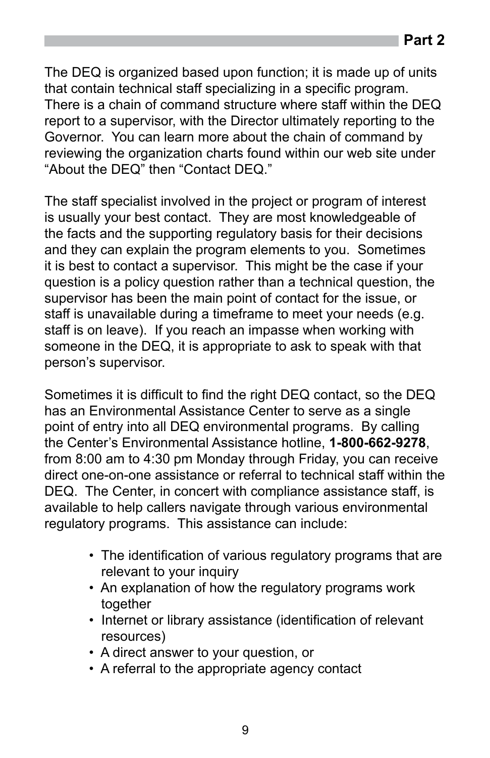The DEQ is organized based upon function; it is made up of units that contain technical staff specializing in a specific program. There is a chain of command structure where staff within the DEQ report to a supervisor, with the Director ultimately reporting to the Governor. You can learn more about the chain of command by reviewing the organization charts found within our web site under “About the DEQ” then “Contact DEQ.”

The staff specialist involved in the project or program of interest is usually your best contact. They are most knowledgeable of the facts and the supporting regulatory basis for their decisions and they can explain the program elements to you. Sometimes it is best to contact a supervisor. This might be the case if your question is a policy question rather than a technical question, the supervisor has been the main point of contact for the issue, or staff is unavailable during a timeframe to meet your needs (e.g. staff is on leave). If you reach an impasse when working with someone in the DEQ, it is appropriate to ask to speak with that person’s supervisor.

Sometimes it is difficult to find the right DEQ contact, so the DEQ has an Environmental Assistance Center to serve as a single point of entry into all DEQ environmental programs. By calling the Center’s Environmental Assistance hotline, **1-800-662-9278**, from 8:00 am to 4:30 pm Monday through Friday, you can receive direct one-on-one assistance or referral to technical staff within the DEQ. The Center, in concert with compliance assistance staff, is available to help callers navigate through various environmental regulatory programs. This assistance can include:

- The identification of various regulatory programs that are relevant to your inquiry
- An explanation of how the regulatory programs work together
- Internet or library assistance (identification of relevant resources)
- A direct answer to your question, or
- A referral to the appropriate agency contact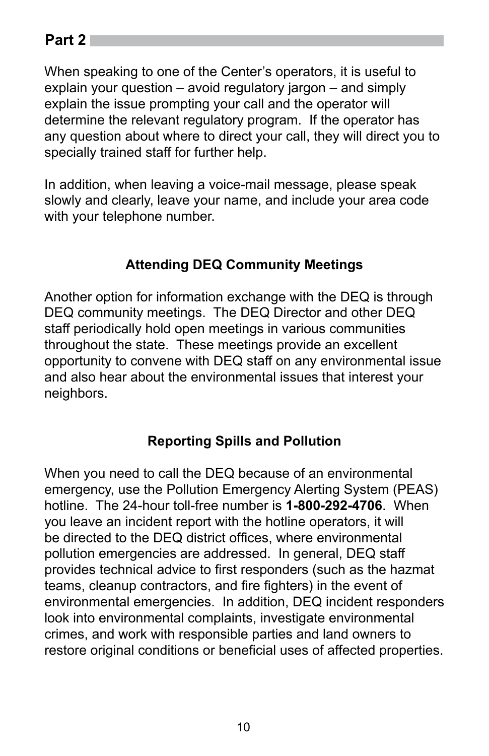## Part 2

When speaking to one of the Center's operators, it is useful to explain your question – avoid regulatory jargon – and simply explain the issue prompting your call and the operator will determine the relevant regulatory program. If the operator has any question about where to direct your call, they will direct you to specially trained staff for further help.

In addition, when leaving a voice-mail message, please speak slowly and clearly, leave your name, and include your area code with your telephone number.

### Attending DEQ Community Meetings

Another option for information exchange with the DEQ is through DEQ community meetings. The DEQ Director and other DEQ staff periodically hold open meetings in various communities throughout the state. These meetings provide an excellent opportunity to convene with DEQ staff on any environmental issue and also hear about the environmental issues that interest your neighbors.

### Reporting Spills and Pollution

When you need to call the DEQ because of an environmental emergency, use the Pollution Emergency Alerting System (PEAS) hotline. The 24-hour toll-free number is **1-800-292-4706**. When you leave an incident report with the hotline operators, it will be directed to the DEQ district offices, where environmental pollution emergencies are addressed. In general, DEQ staff provides technical advice to first responders (such as the hazmat teams, cleanup contractors, and fire fighters) in the event of environmental emergencies. In addition, DEQ incident responders look into environmental complaints, investigate environmental crimes, and work with responsible parties and land owners to restore original conditions or beneficial uses of affected properties.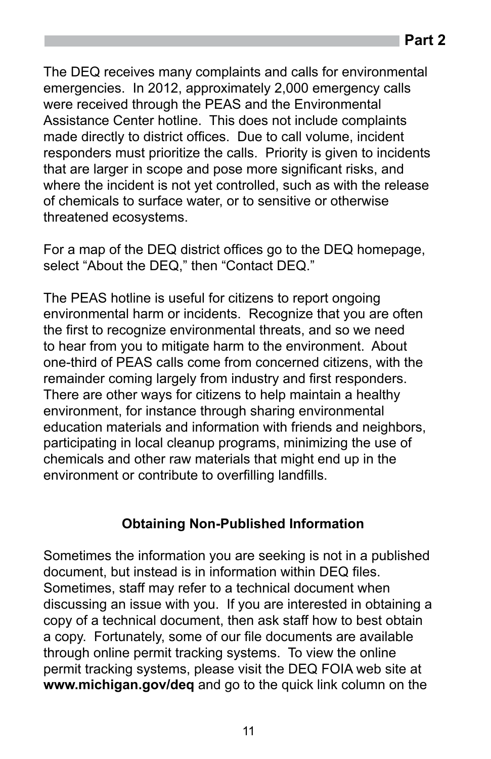The DEQ receives many complaints and calls for environmental emergencies. In 2012, approximately 2,000 emergency calls were received through the PEAS and the Environmental Assistance Center hotline. This does not include complaints made directly to district offices. Due to call volume, incident responders must prioritize the calls. Priority is given to incidents that are larger in scope and pose more significant risks, and where the incident is not yet controlled, such as with the release of chemicals to surface water, or to sensitive or otherwise threatened ecosystems.

For a map of the DEQ district offices go to the DEQ homepage, select "About the DEQ," then "Contact DEQ."

The PEAS hotline is useful for citizens to report ongoing environmental harm or incidents. Recognize that you are often the first to recognize environmental threats, and so we need to hear from you to mitigate harm to the environment. About one-third of PEAS calls come from concerned citizens, with the remainder coming largely from industry and first responders. There are other ways for citizens to help maintain a healthy environment, for instance through sharing environmental education materials and information with friends and neighbors, participating in local cleanup programs, minimizing the use of chemicals and other raw materials that might end up in the environment or contribute to overfilling landfills.

### Obtaining Non-Published Information

Sometimes the information you are seeking is not in a published document, but instead is in information within DEQ files. Sometimes, staff may refer to a technical document when discussing an issue with you. If you are interested in obtaining a copy of a technical document, then ask staff how to best obtain a copy. Fortunately, some of our file documents are available through online permit tracking systems. To view the online permit tracking systems, please visit the DEQ FOIA web site at **www.michigan.gov/deq** and go to the quick link column on the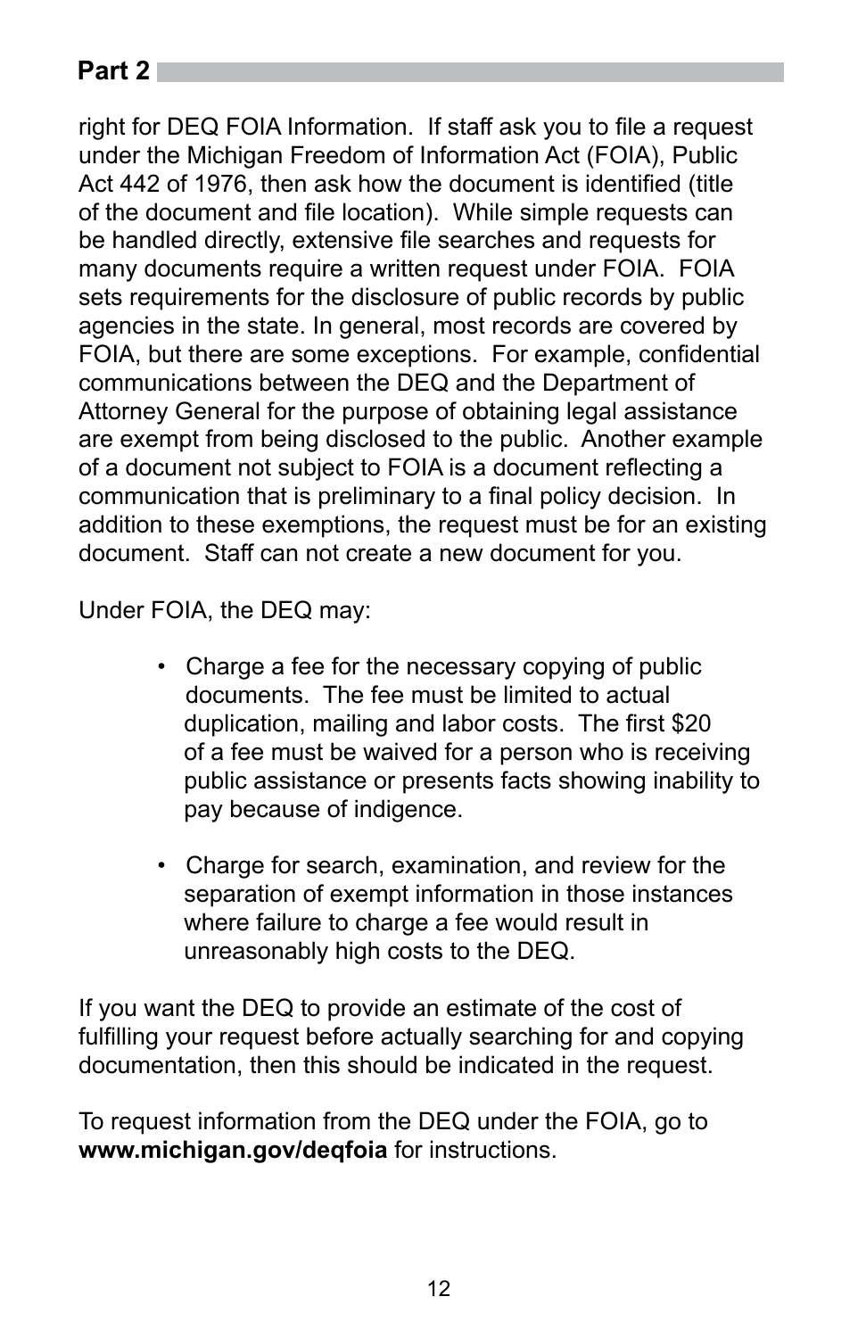right for DEQ FOIA Information. If staff ask you to file a request under the Michigan Freedom of Information Act (FOIA), Public Act 442 of 1976, then ask how the document is identified (title of the document and file location). While simple requests can be handled directly, extensive file searches and requests for many documents require a written request under FOIA. FOIA sets requirements for the disclosure of public records by public agencies in the state. In general, most records are covered by FOIA, but there are some exceptions. For example, confidential communications between the DEQ and the Department of Attorney General for the purpose of obtaining legal assistance are exempt from being disclosed to the public. Another example of a document not subject to FOIA is a document reflecting a communication that is preliminary to a final policy decision. In addition to these exemptions, the request must be for an existing document. Staff can not create a new document for you.

Under FOIA, the DEQ may:

- Charge a fee for the necessary copying of public documents. The fee must be limited to actual duplication, mailing and labor costs. The first $20 of a fee must be waived for a person who is receiving public assistance or presents facts showing inability to pay because of indigence.

- Charge for search, examination, and review for the separation of exempt information in those instances where failure to charge a fee would result in unreasonably high costs to the DEQ.

If you want the DEQ to provide an estimate of the cost of fulfilling your request before actually searching for and copying documentation, then this should be indicated in the request.

To request information from the DEQ under the FOIA, go to **www.michigan.gov/deqfoia** for instructions.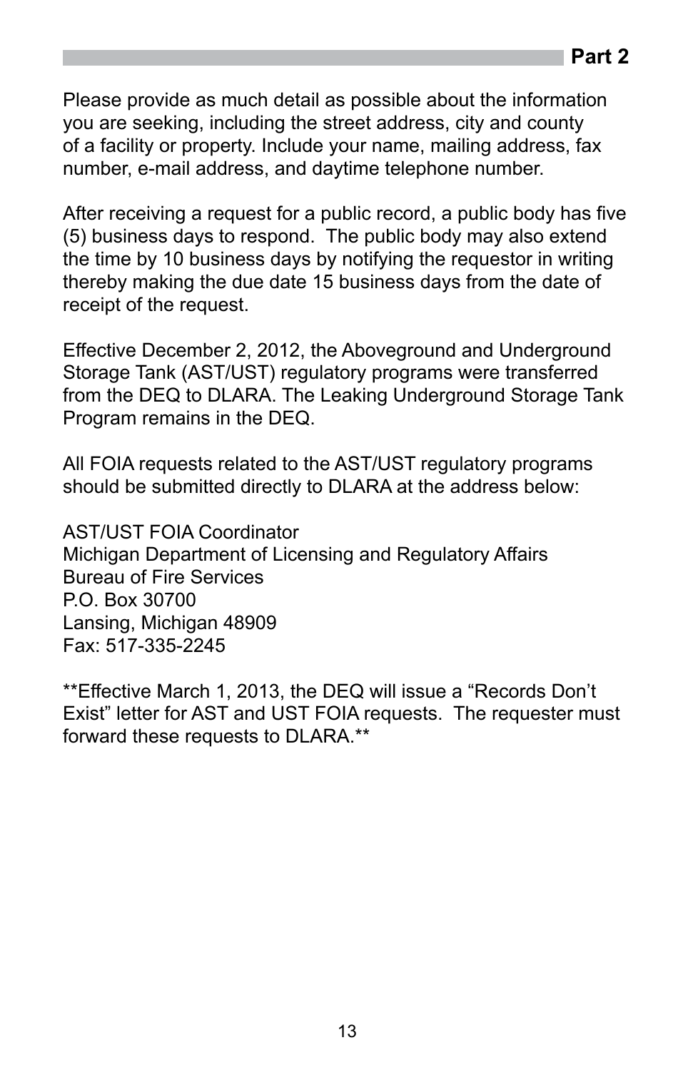**Part 2**

Please provide as much detail as possible about the information you are seeking, including the street address, city and county of a facility or property. Include your name, mailing address, fax number, e-mail address, and daytime telephone number.

After receiving a request for a public record, a public body has five (5) business days to respond. The public body may also extend the time by 10 business days by notifying the requestor in writing thereby making the due date 15 business days from the date of receipt of the request.

Effective December 2, 2012, the Aboveground and Underground Storage Tank (AST/UST) regulatory programs were transferred from the DEQ to DLARA. The Leaking Underground Storage Tank Program remains in the DEQ.

All FOIA requests related to the AST/UST regulatory programs should be submitted directly to DLARA at the address below:

AST/UST FOIA Coordinator
Michigan Department of Licensing and Regulatory Affairs
Bureau of Fire Services
P.O. Box 30700
Lansing, Michigan 48909
Fax: 517-335-2245

**Effective March 1, 2013, the DEQ will issue a "Records Don't Exist" letter for AST and UST FOIA requests. The requester must forward these requests to DLARA.**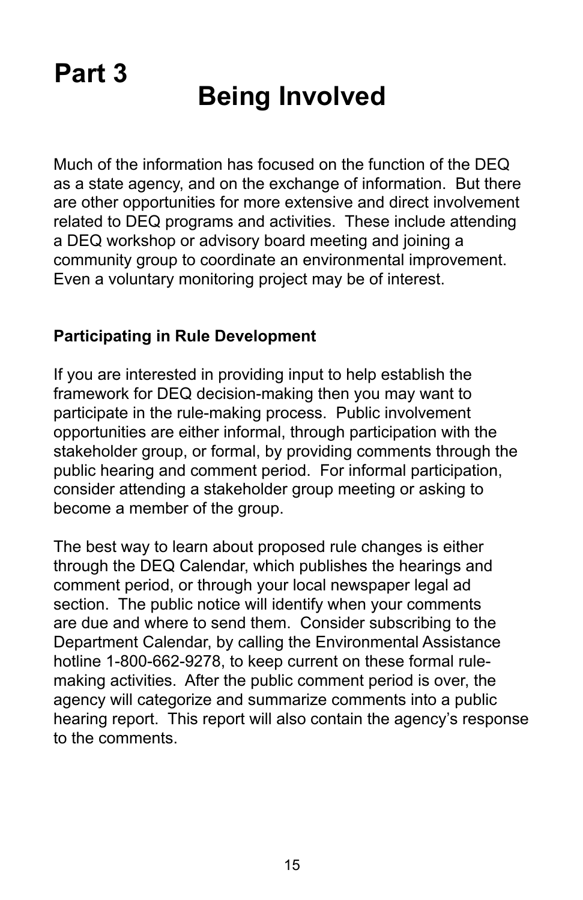# Part 3

# Being Involved

Much of the information has focused on the function of the DEQ as a state agency, and on the exchange of information. But there are other opportunities for more extensive and direct involvement related to DEQ programs and activities. These include attending a DEQ workshop or advisory board meeting and joining a community group to coordinate an environmental improvement. Even a voluntary monitoring project may be of interest.

### Participating in Rule Development

If you are interested in providing input to help establish the framework for DEQ decision-making then you may want to participate in the rule-making process. Public involvement opportunities are either informal, through participation with the stakeholder group, or formal, by providing comments through the public hearing and comment period. For informal participation, consider attending a stakeholder group meeting or asking to become a member of the group.

The best way to learn about proposed rule changes is either through the DEQ Calendar, which publishes the hearings and comment period, or through your local newspaper legal ad section. The public notice will identify when your comments are due and where to send them. Consider subscribing to the Department Calendar, by calling the Environmental Assistance hotline 1-800-662-9278, to keep current on these formal rule-making activities. After the public comment period is over, the agency will categorize and summarize comments into a public hearing report. This report will also contain the agency's response to the comments.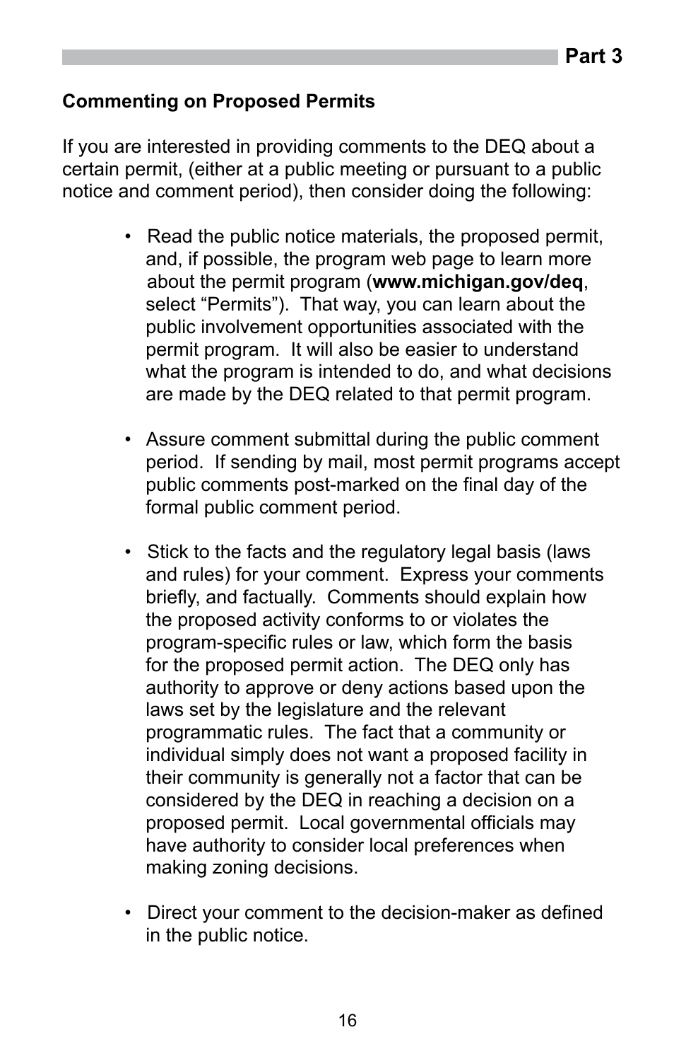## Commenting on Proposed Permits

If you are interested in providing comments to the DEQ about a certain permit, (either at a public meeting or pursuant to a public notice and comment period), then consider doing the following:

- Read the public notice materials, the proposed permit, and, if possible, the program web page to learn more about the permit program (**www.michigan.gov/deq**, select “Permits”). That way, you can learn about the public involvement opportunities associated with the permit program. It will also be easier to understand what the program is intended to do, and what decisions are made by the DEQ related to that permit program.

- Assure comment submittal during the public comment period. If sending by mail, most permit programs accept public comments post-marked on the final day of the formal public comment period.

- Stick to the facts and the regulatory legal basis (laws and rules) for your comment. Express your comments briefly, and factually. Comments should explain how the proposed activity conforms to or violates the program-specific rules or law, which form the basis for the proposed permit action. The DEQ only has authority to approve or deny actions based upon the laws set by the legislature and the relevant programmatic rules. The fact that a community or individual simply does not want a proposed facility in their community is generally not a factor that can be considered by the DEQ in reaching a decision on a proposed permit. Local governmental officials may have authority to consider local preferences when making zoning decisions.

- Direct your comment to the decision-maker as defined in the public notice.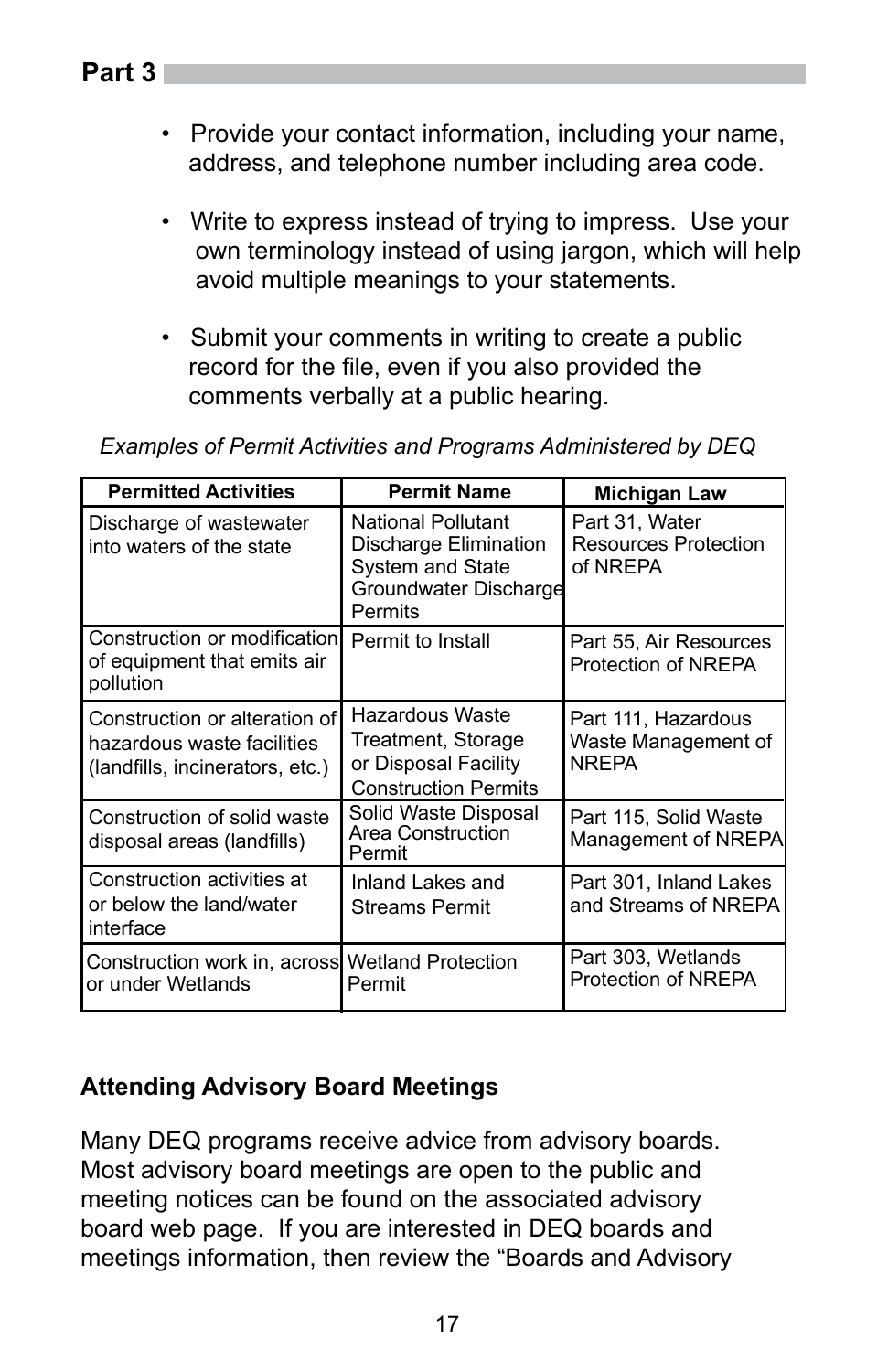- Provide your contact information, including your name, address, and telephone number including area code.

- Write to express instead of trying to impress. Use your own terminology instead of using jargon, which will help avoid multiple meanings to your statements.

- Submit your comments in writing to create a public record for the file, even if you also provided the comments verbally at a public hearing.

*Examples of Permit Activities and Programs Administered by DEQ*

| Permitted Activities | Permit Name | Michigan Law |
|---|---|---|
| Discharge of wastewater into waters of the state | National Pollutant Discharge Elimination System and State Groundwater Discharge Permits | Part 31, Water Resources Protection of NREPA |
| Construction or modification of equipment that emits air pollution | Permit to Install | Part 55, Air Resources Protection of NREPA |
| Construction or alteration of hazardous waste facilities (landfills, incinerators, etc.) | Hazardous Waste Treatment, Storage or Disposal Facility Construction Permits | Part 111, Hazardous Waste Management of NREPA |
| Construction of solid waste disposal areas (landfills) | Solid Waste Disposal Area Construction Permit | Part 115, Solid Waste Management of NREPA |
| Construction activities at or below the land/water interface | Inland Lakes and Streams Permit | Part 301, Inland Lakes and Streams of NREPA |
| Construction work in, across or under Wetlands | Wetland Protection Permit | Part 303, Wetlands Protection of NREPA |

### Attending Advisory Board Meetings

Many DEQ programs receive advice from advisory boards. Most advisory board meetings are open to the public and meeting notices can be found on the associated advisory board web page. If you are interested in DEQ boards and meetings information, then review the "Boards and Advisory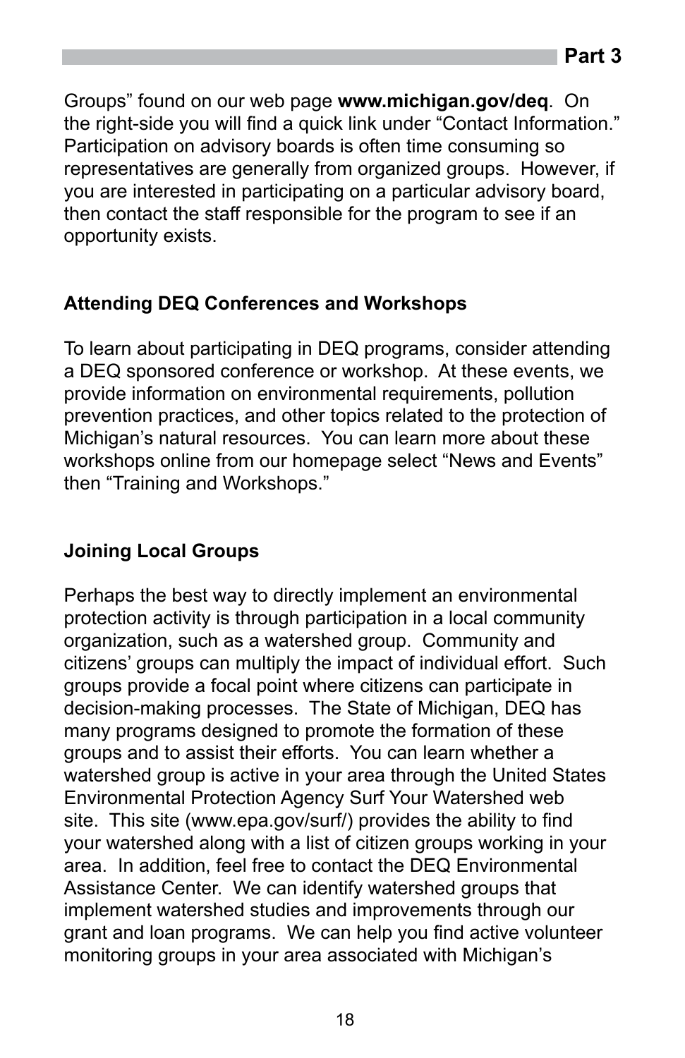Groups” found on our web page **www.michigan.gov/deq**. On the right-side you will find a quick link under “Contact Information.” Participation on advisory boards is often time consuming so representatives are generally from organized groups. However, if you are interested in participating on a particular advisory board, then contact the staff responsible for the program to see if an opportunity exists.

### Attending DEQ Conferences and Workshops

To learn about participating in DEQ programs, consider attending a DEQ sponsored conference or workshop. At these events, we provide information on environmental requirements, pollution prevention practices, and other topics related to the protection of Michigan’s natural resources. You can learn more about these workshops online from our homepage select “News and Events” then “Training and Workshops.”

### Joining Local Groups

Perhaps the best way to directly implement an environmental protection activity is through participation in a local community organization, such as a watershed group. Community and citizens’ groups can multiply the impact of individual effort. Such groups provide a focal point where citizens can participate in decision-making processes. The State of Michigan, DEQ has many programs designed to promote the formation of these groups and to assist their efforts. You can learn whether a watershed group is active in your area through the United States Environmental Protection Agency Surf Your Watershed web site. This site (www.epa.gov/surf/) provides the ability to find your watershed along with a list of citizen groups working in your area. In addition, feel free to contact the DEQ Environmental Assistance Center. We can identify watershed groups that implement watershed studies and improvements through our grant and loan programs. We can help you find active volunteer monitoring groups in your area associated with Michigan’s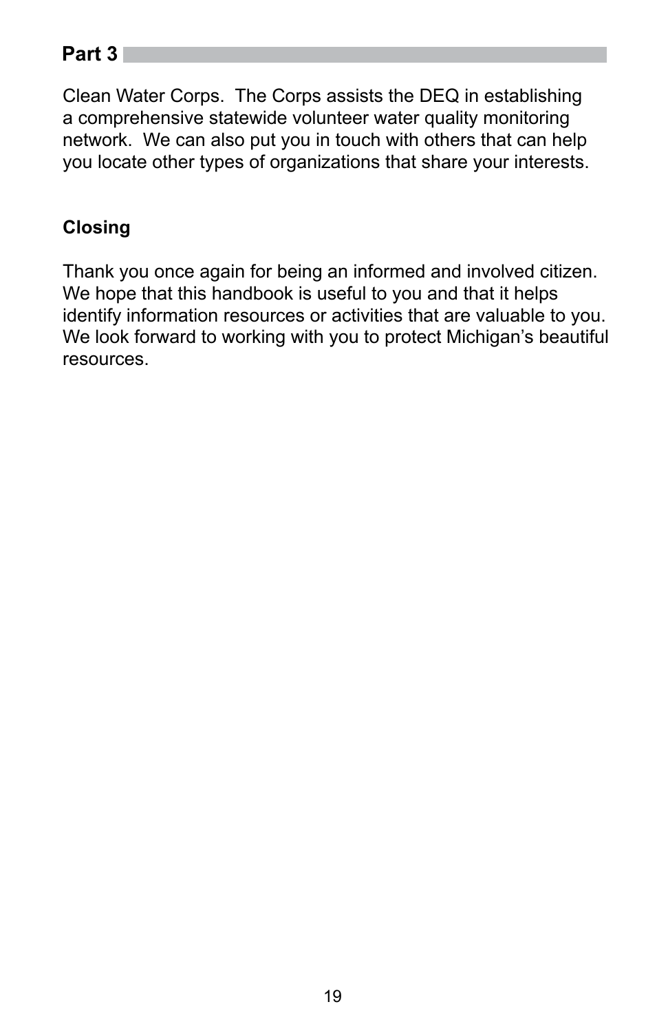## Part 3

Clean Water Corps. The Corps assists the DEQ in establishing a comprehensive statewide volunteer water quality monitoring network. We can also put you in touch with others that can help you locate other types of organizations that share your interests.

### Closing

Thank you once again for being an informed and involved citizen. We hope that this handbook is useful to you and that it helps identify information resources or activities that are valuable to you. We look forward to working with you to protect Michigan's beautiful resources.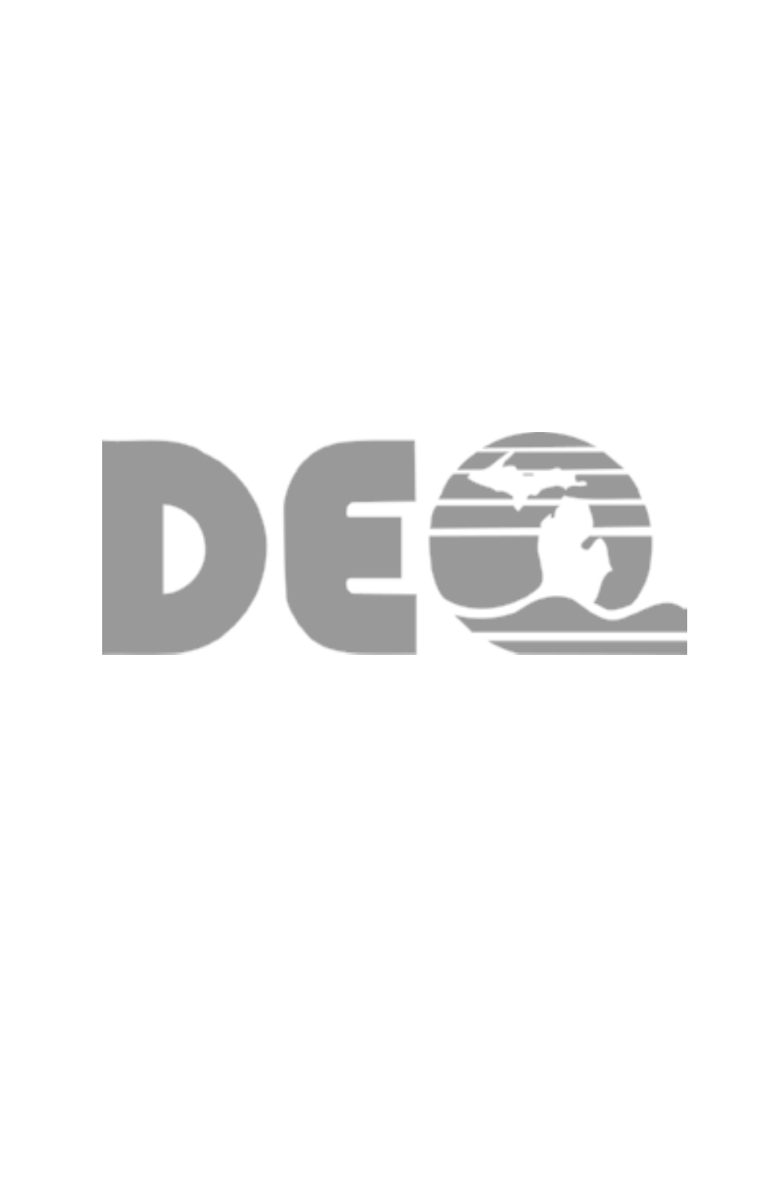DEQ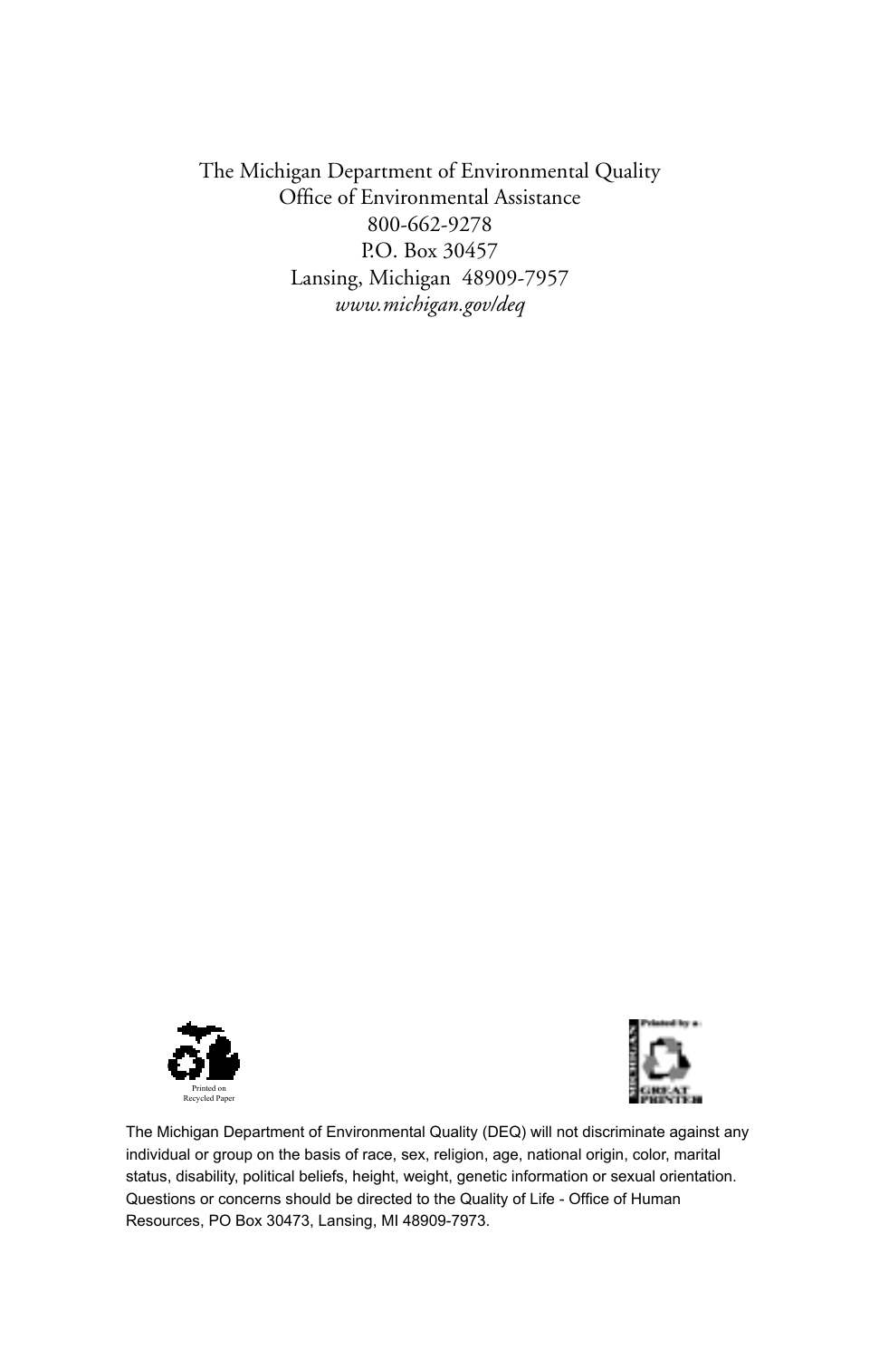The Michigan Department of Environmental Quality  
Office of Environmental Assistance  
800-662-9278  
P.O. Box 30457  
Lansing, Michigan 48909-7957  
*www.michigan.gov/deq*

Printed on Recycled Paper

Printed by a Michigan Great Printer

The Michigan Department of Environmental Quality (DEQ) will not discriminate against any individual or group on the basis of race, sex, religion, age, national origin, color, marital status, disability, political beliefs, height, weight, genetic information or sexual orientation. Questions or concerns should be directed to the Quality of Life - Office of Human Resources, PO Box 30473, Lansing, MI 48909-7973.